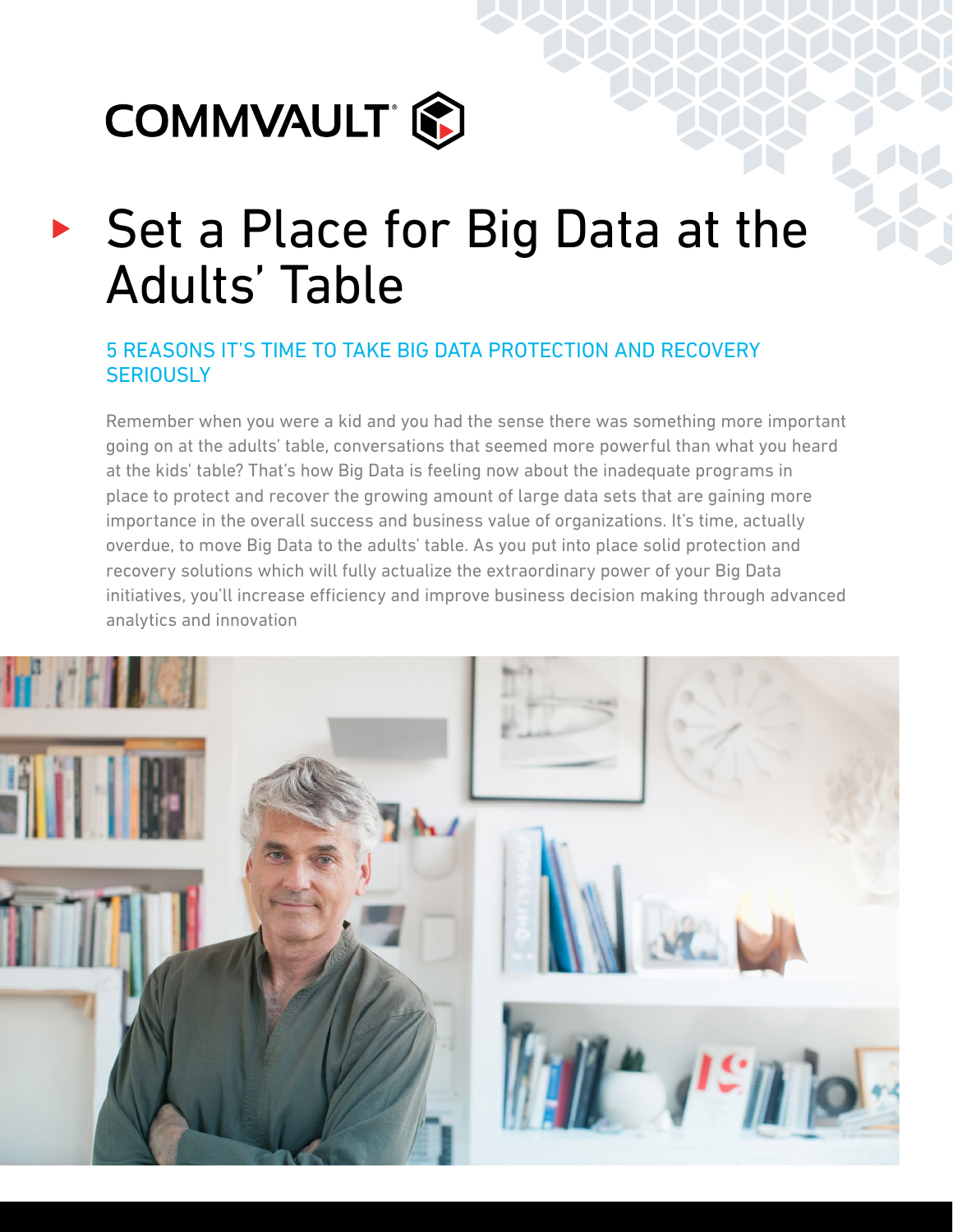COMMVAULT

# Set a Place for Big Data at the Adults' Table

## 5 REASONS IT'S TIME TO TAKE BIG DATA PROTECTION AND RECOVERY SERIOUSLY

Remember when you were a kid and you had the sense there was something more important going on at the adults' table, conversations that seemed more powerful than what you heard at the kids' table? That's how Big Data is feeling now about the inadequate programs in place to protect and recover the growing amount of large data sets that are gaining more importance in the overall success and business value of organizations. It's time, actually overdue, to move Big Data to the adults' table. As you put into place solid protection and recovery solutions which will fully actualize the extraordinary power of your Big Data initiatives, you'll increase efficiency and improve business decision making through advanced analytics and innovation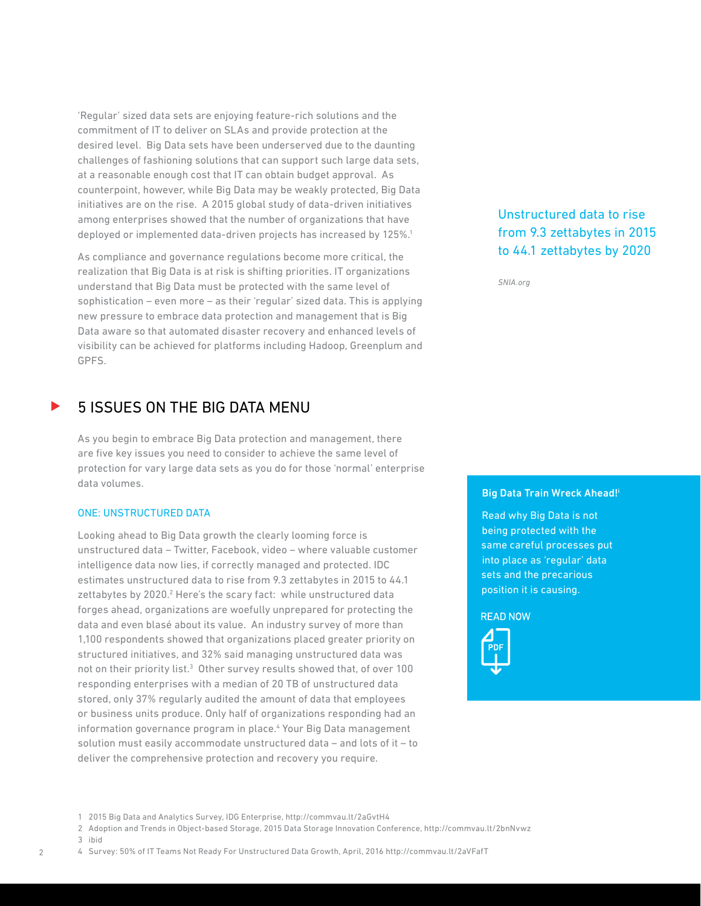'Regular' sized data sets are enjoying feature-rich solutions and the commitment of IT to deliver on SLAs and provide protection at the desired level. Big Data sets have been underserved due to the daunting challenges of fashioning solutions that can support such large data sets, at a reasonable enough cost that IT can obtain budget approval. As counterpoint, however, while Big Data may be weakly protected, Big Data initiatives are on the rise. A 2015 global study of data-driven initiatives among enterprises showed that the number of organizations that have deployed or implemented data-driven projects has increased by 125%.[1]

As compliance and governance regulations become more critical, the realization that Big Data is at risk is shifting priorities. IT organizations understand that Big Data must be protected with the same level of sophistication – even more – as their 'regular' sized data. This is applying new pressure to embrace data protection and management that is Big Data aware so that automated disaster recovery and enhanced levels of visibility can be achieved for platforms including Hadoop, Greenplum and GPFS.

Unstructured data to rise from 9.3 zettabytes in 2015 to 44.1 zettabytes by 2020

*SNIA.org*

## 5 ISSUES ON THE BIG DATA MENU

As you begin to embrace Big Data protection and management, there are five key issues you need to consider to achieve the same level of protection for vary large data sets as you do for those 'normal' enterprise data volumes.

### ONE: UNSTRUCTURED DATA

Looking ahead to Big Data growth the clearly looming force is unstructured data – Twitter, Facebook, video – where valuable customer intelligence data now lies, if correctly managed and protected. IDC estimates unstructured data to rise from 9.3 zettabytes in 2015 to 44.1 zettabytes by 2020.[2] Here's the scary fact: while unstructured data forges ahead, organizations are woefully unprepared for protecting the data and even blasé about its value. An industry survey of more than 1,100 respondents showed that organizations placed greater priority on structured initiatives, and 32% said managing unstructured data was not on their priority list.[3] Other survey results showed that, of over 100 responding enterprises with a median of 20 TB of unstructured data stored, only 37% regularly audited the amount of data that employees or business units produce. Only half of organizations responding had an information governance program in place.[4] Your Big Data management solution must easily accommodate unstructured data – and lots of it – to deliver the comprehensive protection and recovery you require.

**Big Data Train Wreck Ahead![i]**

Read why Big Data is not being protected with the same careful processes put into place as 'regular' data sets and the precarious position it is causing.

READ NOW

PDF

1 2015 Big Data and Analytics Survey, IDG Enterprise, http://commvau.lt/2aGvtH4

2 Adoption and Trends in Object-based Storage, 2015 Data Storage Innovation Conference, http://commvau.lt/2bnNvwz

3 ibid

4 Survey: 50% of IT Teams Not Ready For Unstructured Data Growth, April, 2016 http://commvau.lt/2aVFafT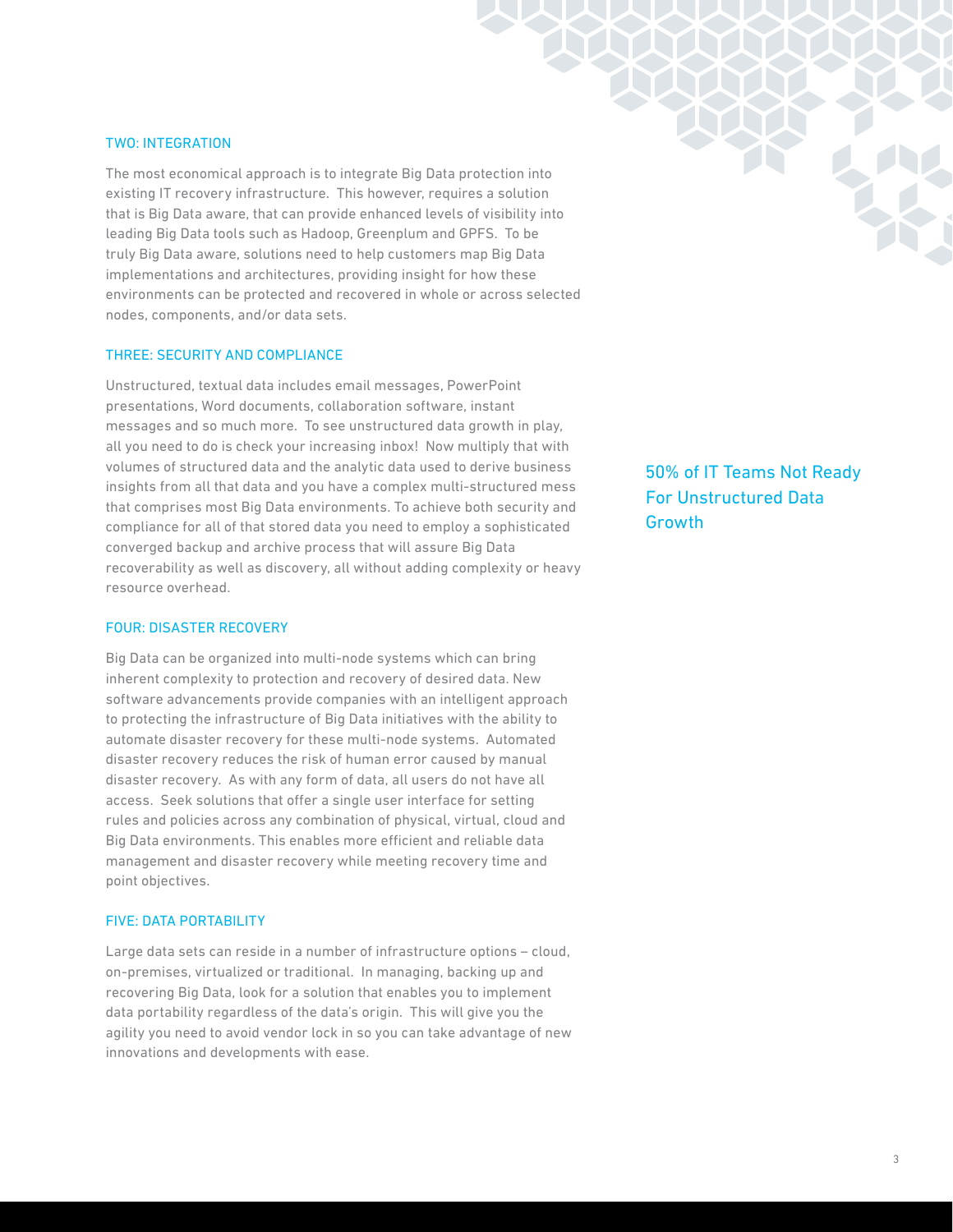## TWO: INTEGRATION

The most economical approach is to integrate Big Data protection into existing IT recovery infrastructure. This however, requires a solution that is Big Data aware, that can provide enhanced levels of visibility into leading Big Data tools such as Hadoop, Greenplum and GPFS. To be truly Big Data aware, solutions need to help customers map Big Data implementations and architectures, providing insight for how these environments can be protected and recovered in whole or across selected nodes, components, and/or data sets.

## THREE: SECURITY AND COMPLIANCE

Unstructured, textual data includes email messages, PowerPoint presentations, Word documents, collaboration software, instant messages and so much more. To see unstructured data growth in play, all you need to do is check your increasing inbox! Now multiply that with volumes of structured data and the analytic data used to derive business insights from all that data and you have a complex multi-structured mess that comprises most Big Data environments. To achieve both security and compliance for all of that stored data you need to employ a sophisticated converged backup and archive process that will assure Big Data recoverability as well as discovery, all without adding complexity or heavy resource overhead.

> 50% of IT Teams Not Ready For Unstructured Data Growth

## FOUR: DISASTER RECOVERY

Big Data can be organized into multi-node systems which can bring inherent complexity to protection and recovery of desired data. New software advancements provide companies with an intelligent approach to protecting the infrastructure of Big Data initiatives with the ability to automate disaster recovery for these multi-node systems. Automated disaster recovery reduces the risk of human error caused by manual disaster recovery. As with any form of data, all users do not have all access. Seek solutions that offer a single user interface for setting rules and policies across any combination of physical, virtual, cloud and Big Data environments. This enables more efficient and reliable data management and disaster recovery while meeting recovery time and point objectives.

## FIVE: DATA PORTABILITY

Large data sets can reside in a number of infrastructure options – cloud, on-premises, virtualized or traditional. In managing, backing up and recovering Big Data, look for a solution that enables you to implement data portability regardless of the data's origin. This will give you the agility you need to avoid vendor lock in so you can take advantage of new innovations and developments with ease.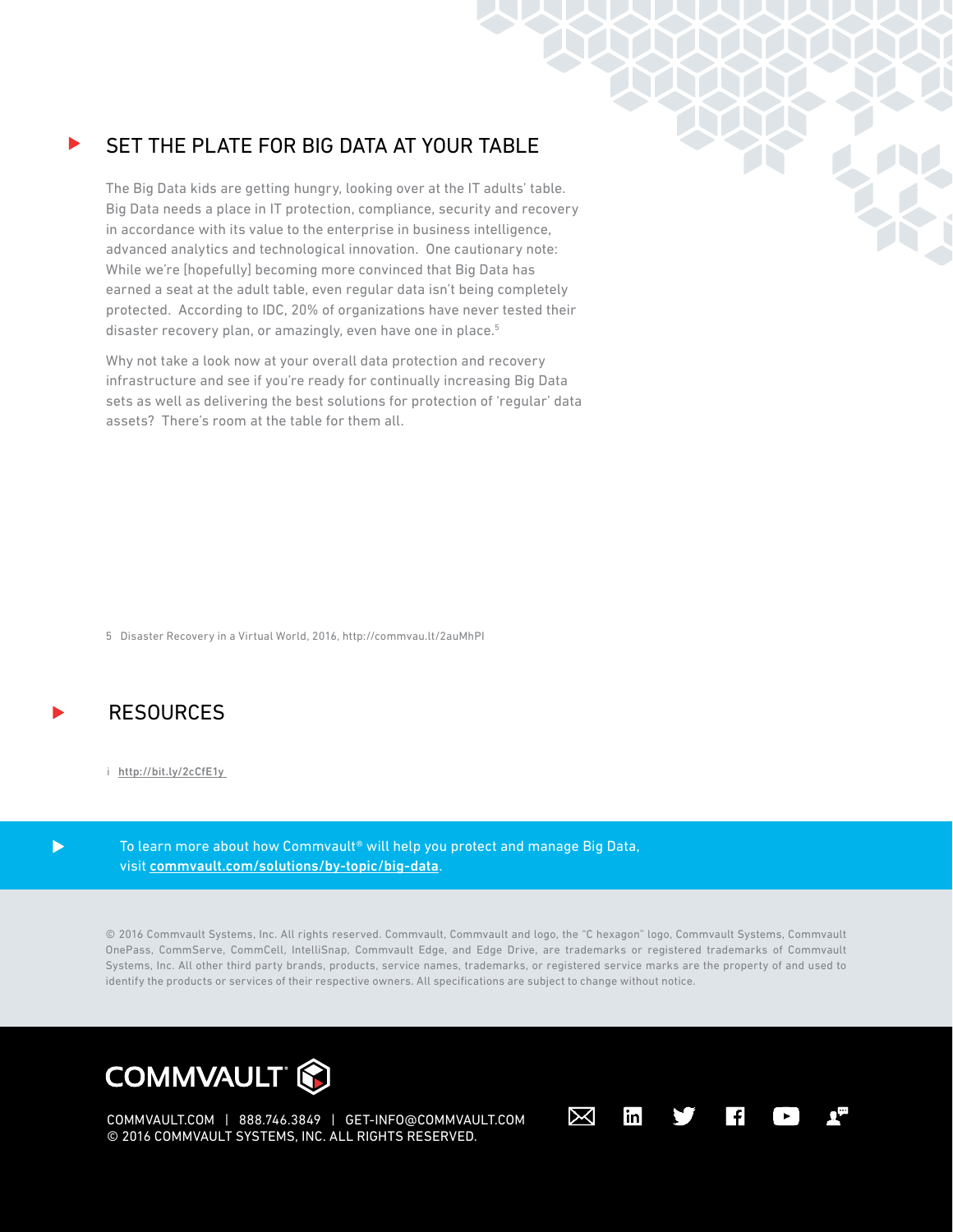## SET THE PLATE FOR BIG DATA AT YOUR TABLE

The Big Data kids are getting hungry, looking over at the IT adults' table. Big Data needs a place in IT protection, compliance, security and recovery in accordance with its value to the enterprise in business intelligence, advanced analytics and technological innovation. One cautionary note: While we're [hopefully] becoming more convinced that Big Data has earned a seat at the adult table, even regular data isn't being completely protected. According to IDC, 20% of organizations have never tested their disaster recovery plan, or amazingly, even have one in place.[5]

Why not take a look now at your overall data protection and recovery infrastructure and see if you're ready for continually increasing Big Data sets as well as delivering the best solutions for protection of 'regular' data assets? There's room at the table for them all.

5 Disaster Recovery in a Virtual World, 2016, http://commvau.lt/2auMhPI

## RESOURCES

i http://bit.ly/2cCfE1y

To learn more about how Commvault® will help you protect and manage Big Data, visit commvault.com/solutions/by-topic/big-data.

© 2016 Commvault Systems, Inc. All rights reserved. Commvault, Commvault and logo, the "C hexagon" logo, Commvault Systems, Commvault OnePass, CommServe, CommCell, IntelliSnap, Commvault Edge, and Edge Drive, are trademarks or registered trademarks of Commvault Systems, Inc. All other third party brands, products, service names, trademarks, or registered service marks are the property of and used to identify the products or services of their respective owners. All specifications are subject to change without notice.

COMMVAULT®

COMMVAULT.COM | 888.746.3849 | GET-INFO@COMMVAULT.COM
© 2016 COMMVAULT SYSTEMS, INC. ALL RIGHTS RESERVED.